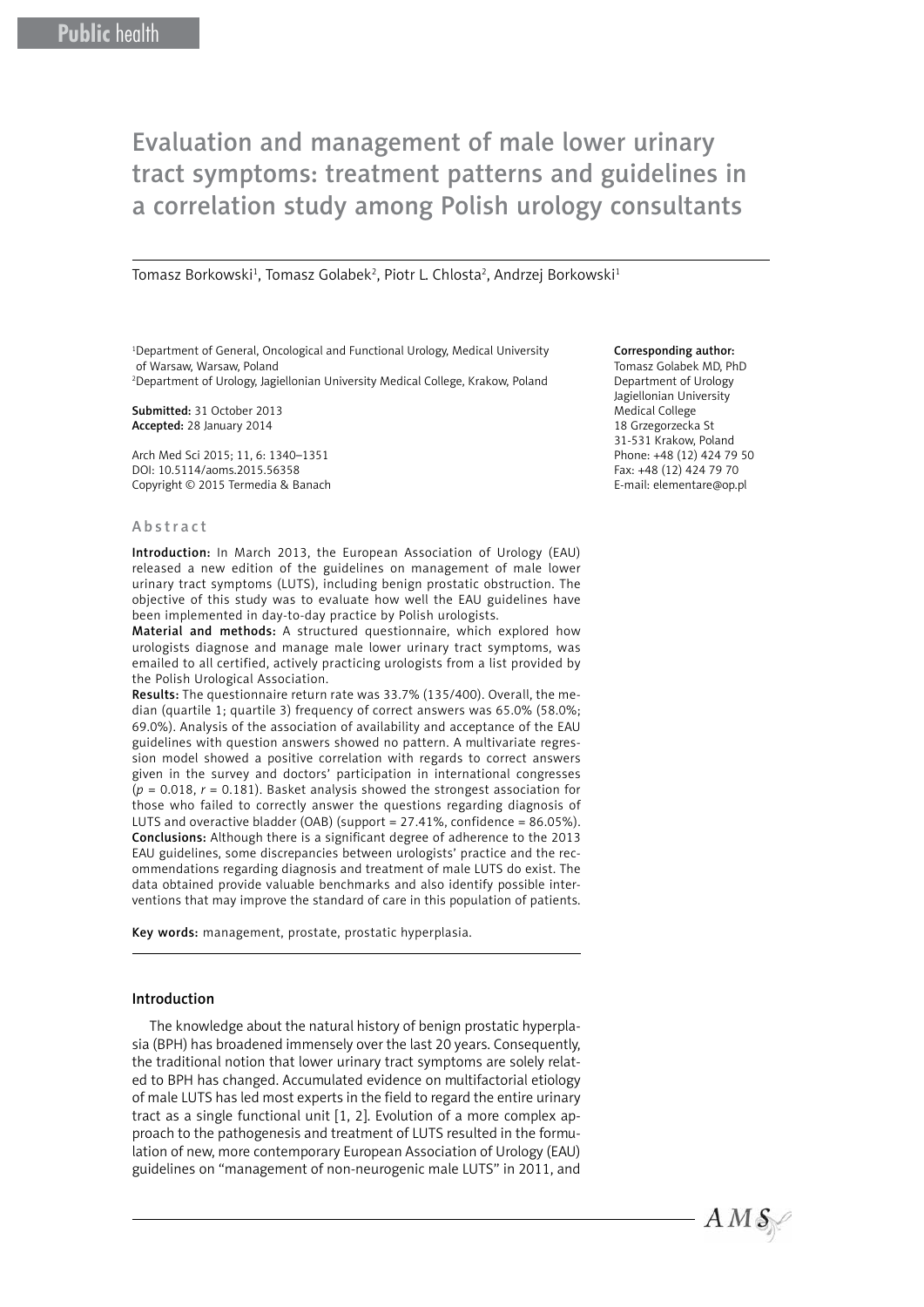# Evaluation and management of male lower urinary tract symptoms: treatment patterns and guidelines in a correlation study among Polish urology consultants

Tomasz Borkowski[1], Tomasz Golabek[2], Piotr L. Chlosta[2], Andrzej Borkowski[1]

[1]Department of General, Oncological and Functional Urology, Medical University of Warsaw, Warsaw, Poland
[2]Department of Urology, Jagiellonian University Medical College, Krakow, Poland

**Submitted:** 31 October 2013
**Accepted:** 28 January 2014

Arch Med Sci 2015; 11, 6: 1340–1351
DOI: 10.5114/aoms.2015.56358
Copyright © 2015 Termedia & Banach

**Corresponding author:**
Tomasz Golabek MD, PhD
Department of Urology
Jagiellonian University
Medical College
18 Grzegorzecka St
31-531 Krakow, Poland
Phone: +48 (12) 424 79 50
Fax: +48 (12) 424 79 70
E-mail: elementare@op.pl

## Abstract

**Introduction:** In March 2013, the European Association of Urology (EAU) released a new edition of the guidelines on management of male lower urinary tract symptoms (LUTS), including benign prostatic obstruction. The objective of this study was to evaluate how well the EAU guidelines have been implemented in day-to-day practice by Polish urologists.

**Material and methods:** A structured questionnaire, which explored how urologists diagnose and manage male lower urinary tract symptoms, was emailed to all certified, actively practicing urologists from a list provided by the Polish Urological Association.

**Results:** The questionnaire return rate was 33.7% (135/400). Overall, the median (quartile 1; quartile 3) frequency of correct answers was 65.0% (58.0%; 69.0%). Analysis of the association of availability and acceptance of the EAU guidelines with question answers showed no pattern. A multivariate regression model showed a positive correlation with regards to correct answers given in the survey and doctors' participation in international congresses ($p = 0.018$, $r = 0.181$). Basket analysis showed the strongest association for those who failed to correctly answer the questions regarding diagnosis of LUTS and overactive bladder (OAB) (support = 27.41%, confidence = 86.05%).

**Conclusions:** Although there is a significant degree of adherence to the 2013 EAU guidelines, some discrepancies between urologists' practice and the recommendations regarding diagnosis and treatment of male LUTS do exist. The data obtained provide valuable benchmarks and also identify possible interventions that may improve the standard of care in this population of patients.

**Key words:** management, prostate, prostatic hyperplasia.

## Introduction

The knowledge about the natural history of benign prostatic hyperplasia (BPH) has broadened immensely over the last 20 years. Consequently, the traditional notion that lower urinary tract symptoms are solely related to BPH has changed. Accumulated evidence on multifactorial etiology of male LUTS has led most experts in the field to regard the entire urinary tract as a single functional unit [1, 2]. Evolution of a more complex approach to the pathogenesis and treatment of LUTS resulted in the formulation of new, more contemporary European Association of Urology (EAU) guidelines on "management of non-neurogenic male LUTS" in 2011, and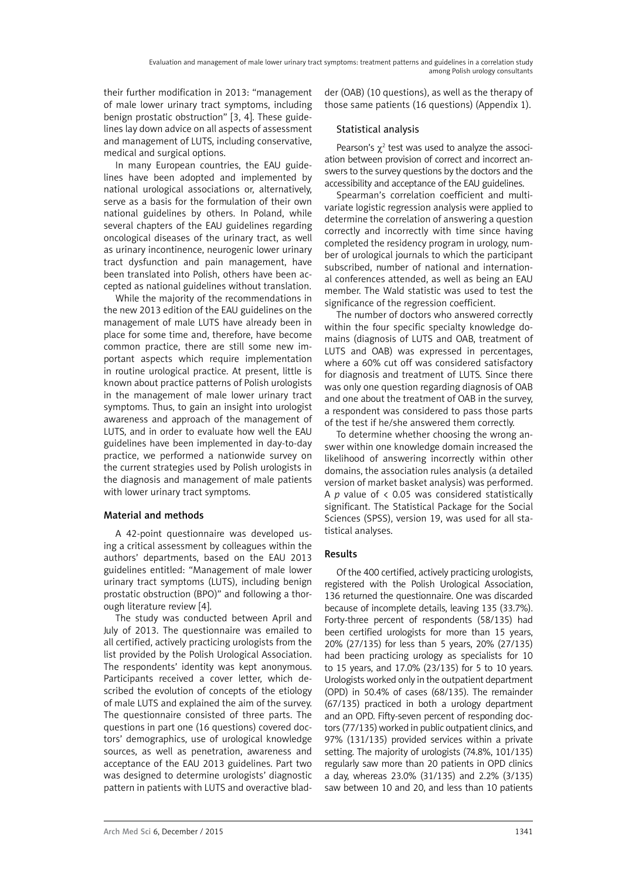their further modification in 2013: "management of male lower urinary tract symptoms, including benign prostatic obstruction" [3, 4]. These guidelines lay down advice on all aspects of assessment and management of LUTS, including conservative, medical and surgical options.

In many European countries, the EAU guidelines have been adopted and implemented by national urological associations or, alternatively, serve as a basis for the formulation of their own national guidelines by others. In Poland, while several chapters of the EAU guidelines regarding oncological diseases of the urinary tract, as well as urinary incontinence, neurogenic lower urinary tract dysfunction and pain management, have been translated into Polish, others have been accepted as national guidelines without translation.

While the majority of the recommendations in the new 2013 edition of the EAU guidelines on the management of male LUTS have already been in place for some time and, therefore, have become common practice, there are still some new important aspects which require implementation in routine urological practice. At present, little is known about practice patterns of Polish urologists in the management of male lower urinary tract symptoms. Thus, to gain an insight into urologist awareness and approach of the management of LUTS, and in order to evaluate how well the EAU guidelines have been implemented in day-to-day practice, we performed a nationwide survey on the current strategies used by Polish urologists in the diagnosis and management of male patients with lower urinary tract symptoms.

## Material and methods

A 42-point questionnaire was developed using a critical assessment by colleagues within the authors' departments, based on the EAU 2013 guidelines entitled: "Management of male lower urinary tract symptoms (LUTS), including benign prostatic obstruction (BPO)" and following a thorough literature review [4].

The study was conducted between April and July of 2013. The questionnaire was emailed to all certified, actively practicing urologists from the list provided by the Polish Urological Association. The respondents' identity was kept anonymous. Participants received a cover letter, which described the evolution of concepts of the etiology of male LUTS and explained the aim of the survey. The questionnaire consisted of three parts. The questions in part one (16 questions) covered doctors' demographics, use of urological knowledge sources, as well as penetration, awareness and acceptance of the EAU 2013 guidelines. Part two was designed to determine urologists' diagnostic pattern in patients with LUTS and overactive bladder (OAB) (10 questions), as well as the therapy of those same patients (16 questions) (Appendix 1).

### Statistical analysis

Pearson's $\chi^2$ test was used to analyze the association between provision of correct and incorrect answers to the survey questions by the doctors and the accessibility and acceptance of the EAU guidelines.

Spearman's correlation coefficient and multivariate logistic regression analysis were applied to determine the correlation of answering a question correctly and incorrectly with time since having completed the residency program in urology, number of urological journals to which the participant subscribed, number of national and international conferences attended, as well as being an EAU member. The Wald statistic was used to test the significance of the regression coefficient.

The number of doctors who answered correctly within the four specific specialty knowledge domains (diagnosis of LUTS and OAB, treatment of LUTS and OAB) was expressed in percentages, where a 60% cut off was considered satisfactory for diagnosis and treatment of LUTS. Since there was only one question regarding diagnosis of OAB and one about the treatment of OAB in the survey, a respondent was considered to pass those parts of the test if he/she answered them correctly.

To determine whether choosing the wrong answer within one knowledge domain increased the likelihood of answering incorrectly within other domains, the association rules analysis (a detailed version of market basket analysis) was performed. A $p$ value of $< 0.05$ was considered statistically significant. The Statistical Package for the Social Sciences (SPSS), version 19, was used for all statistical analyses.

## Results

Of the 400 certified, actively practicing urologists, registered with the Polish Urological Association, 136 returned the questionnaire. One was discarded because of incomplete details, leaving 135 (33.7%). Forty-three percent of respondents (58/135) had been certified urologists for more than 15 years, 20% (27/135) for less than 5 years, 20% (27/135) had been practicing urology as specialists for 10 to 15 years, and 17.0% (23/135) for 5 to 10 years. Urologists worked only in the outpatient department (OPD) in 50.4% of cases (68/135). The remainder (67/135) practiced in both a urology department and an OPD. Fifty-seven percent of responding doctors (77/135) worked in public outpatient clinics, and 97% (131/135) provided services within a private setting. The majority of urologists (74.8%, 101/135) regularly saw more than 20 patients in OPD clinics a day, whereas 23.0% (31/135) and 2.2% (3/135) saw between 10 and 20, and less than 10 patients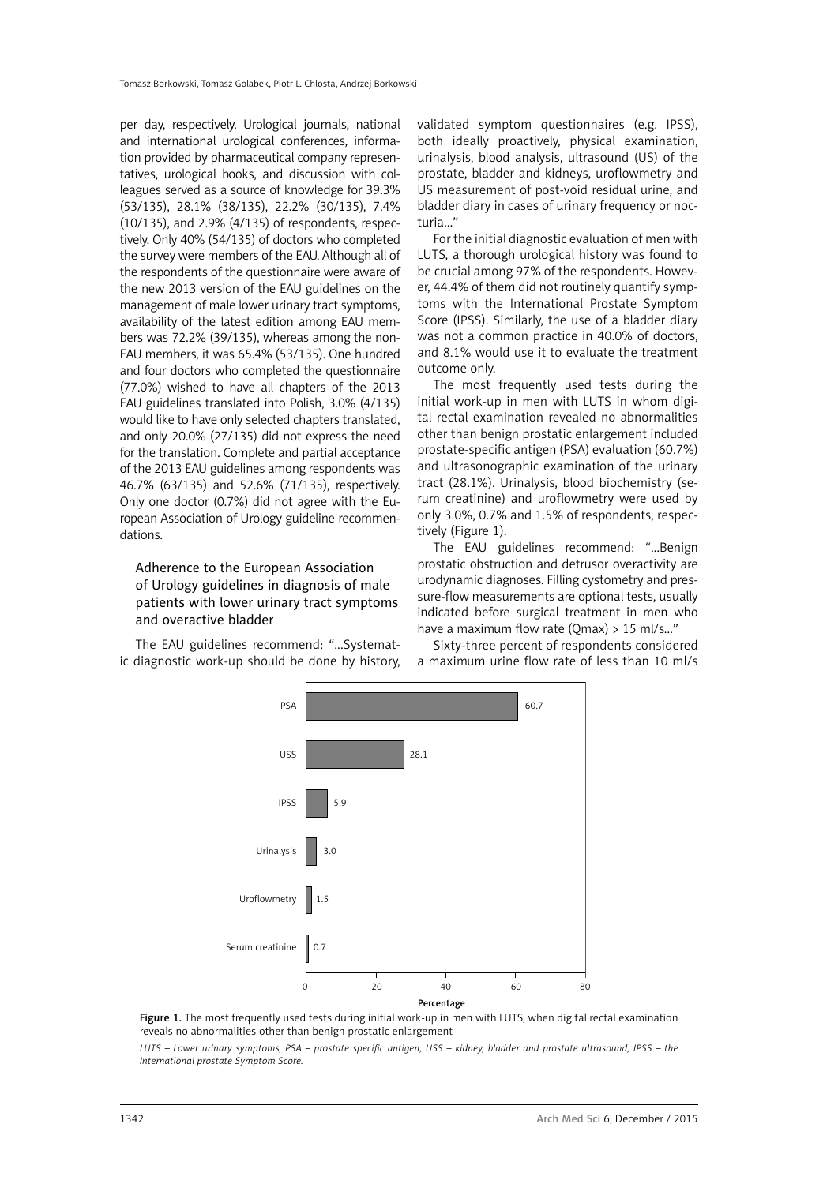per day, respectively. Urological journals, national and international urological conferences, information provided by pharmaceutical company representatives, urological books, and discussion with colleagues served as a source of knowledge for 39.3% (53/135), 28.1% (38/135), 22.2% (30/135), 7.4% (10/135), and 2.9% (4/135) of respondents, respectively. Only 40% (54/135) of doctors who completed the survey were members of the EAU. Although all of the respondents of the questionnaire were aware of the new 2013 version of the EAU guidelines on the management of male lower urinary tract symptoms, availability of the latest edition among EAU members was 72.2% (39/135), whereas among the non-EAU members, it was 65.4% (53/135). One hundred and four doctors who completed the questionnaire (77.0%) wished to have all chapters of the 2013 EAU guidelines translated into Polish, 3.0% (4/135) would like to have only selected chapters translated, and only 20.0% (27/135) did not express the need for the translation. Complete and partial acceptance of the 2013 EAU guidelines among respondents was 46.7% (63/135) and 52.6% (71/135), respectively. Only one doctor (0.7%) did not agree with the European Association of Urology guideline recommendations.

### Adherence to the European Association of Urology guidelines in diagnosis of male patients with lower urinary tract symptoms and overactive bladder

The EAU guidelines recommend: "...Systematic diagnostic work-up should be done by history, validated symptom questionnaires (e.g. IPSS), both ideally proactively, physical examination, urinalysis, blood analysis, ultrasound (US) of the prostate, bladder and kidneys, uroflowmetry and US measurement of post-void residual urine, and bladder diary in cases of urinary frequency or nocturia..."

For the initial diagnostic evaluation of men with LUTS, a thorough urological history was found to be crucial among 97% of the respondents. However, 44.4% of them did not routinely quantify symptoms with the International Prostate Symptom Score (IPSS). Similarly, the use of a bladder diary was not a common practice in 40.0% of doctors, and 8.1% would use it to evaluate the treatment outcome only.

The most frequently used tests during the initial work-up in men with LUTS in whom digital rectal examination revealed no abnormalities other than benign prostatic enlargement included prostate-specific antigen (PSA) evaluation (60.7%) and ultrasonographic examination of the urinary tract (28.1%). Urinalysis, blood biochemistry (serum creatinine) and uroflowmetry were used by only 3.0%, 0.7% and 1.5% of respondents, respectively (Figure 1).

The EAU guidelines recommend: "...Benign prostatic obstruction and detrusor overactivity are urodynamic diagnoses. Filling cystometry and pressure-flow measurements are optional tests, usually indicated before surgical treatment in men who have a maximum flow rate (Qmax) > 15 ml/s..."

Sixty-three percent of respondents considered a maximum urine flow rate of less than 10 ml/s

| Test | Percentage |
|---|---|
| PSA | 60.7 |
| USS | 28.1 |
| IPSS | 5.9 |
| Urinalysis | 3.0 |
| Uroflowmetry | 1.5 |
| Serum creatinine | 0.7 |

**Figure 1.** The most frequently used tests during initial work-up in men with LUTS, when digital rectal examination reveals no abnormalities other than benign prostatic enlargement

*LUTS – Lower urinary symptoms, PSA – prostate specific antigen, USS – kidney, bladder and prostate ultrasound, IPSS – the International prostate Symptom Score.*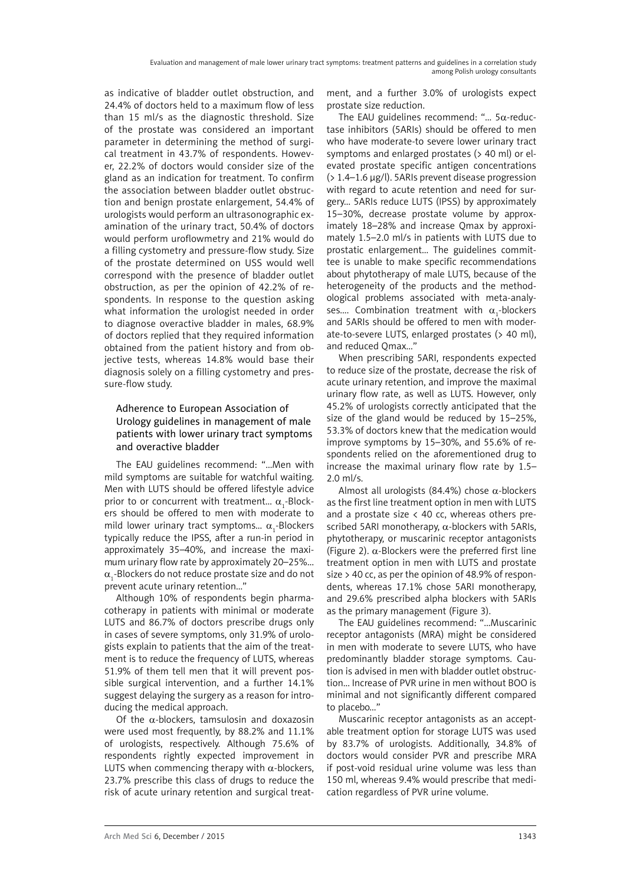as indicative of bladder outlet obstruction, and 24.4% of doctors held to a maximum flow of less than 15 ml/s as the diagnostic threshold. Size of the prostate was considered an important parameter in determining the method of surgical treatment in 43.7% of respondents. However, 22.2% of doctors would consider size of the gland as an indication for treatment. To confirm the association between bladder outlet obstruction and benign prostate enlargement, 54.4% of urologists would perform an ultrasonographic examination of the urinary tract, 50.4% of doctors would perform uroflowmetry and 21% would do a filling cystometry and pressure-flow study. Size of the prostate determined on USS would well correspond with the presence of bladder outlet obstruction, as per the opinion of 42.2% of respondents. In response to the question asking what information the urologist needed in order to diagnose overactive bladder in males, 68.9% of doctors replied that they required information obtained from the patient history and from objective tests, whereas 14.8% would base their diagnosis solely on a filling cystometry and pressure-flow study.

### Adherence to European Association of Urology guidelines in management of male patients with lower urinary tract symptoms and overactive bladder

The EAU guidelines recommend: "...Men with mild symptoms are suitable for watchful waiting. Men with LUTS should be offered lifestyle advice prior to or concurrent with treatment... $\alpha_1$-Blockers should be offered to men with moderate to mild lower urinary tract symptoms... $\alpha_1$-Blockers typically reduce the IPSS, after a run-in period in approximately 35–40%, and increase the maximum urinary flow rate by approximately 20–25%... $\alpha_1$-Blockers do not reduce prostate size and do not prevent acute urinary retention..."

Although 10% of respondents begin pharmacotherapy in patients with minimal or moderate LUTS and 86.7% of doctors prescribe drugs only in cases of severe symptoms, only 31.9% of urologists explain to patients that the aim of the treatment is to reduce the frequency of LUTS, whereas 51.9% of them tell men that it will prevent possible surgical intervention, and a further 14.1% suggest delaying the surgery as a reason for introducing the medical approach.

Of the $\alpha$-blockers, tamsulosin and doxazosin were used most frequently, by 88.2% and 11.1% of urologists, respectively. Although 75.6% of respondents rightly expected improvement in LUTS when commencing therapy with $\alpha$-blockers, 23.7% prescribe this class of drugs to reduce the risk of acute urinary retention and surgical treatment, and a further 3.0% of urologists expect prostate size reduction.

The EAU guidelines recommend: "... 5$\alpha$-reductase inhibitors (5ARIs) should be offered to men who have moderate-to severe lower urinary tract symptoms and enlarged prostates (> 40 ml) or elevated prostate specific antigen concentrations (> 1.4–1.6 µg/l). 5ARIs prevent disease progression with regard to acute retention and need for surgery... 5ARIs reduce LUTS (IPSS) by approximately 15–30%, decrease prostate volume by approximately 18–28% and increase Qmax by approximately 1.5–2.0 ml/s in patients with LUTS due to prostatic enlargement... The guidelines committee is unable to make specific recommendations about phytotherapy of male LUTS, because of the heterogeneity of the products and the methodological problems associated with meta-analyses.... Combination treatment with $\alpha_1$-blockers and 5ARIs should be offered to men with moderate-to-severe LUTS, enlarged prostates (> 40 ml), and reduced Qmax..."

When prescribing 5ARI, respondents expected to reduce size of the prostate, decrease the risk of acute urinary retention, and improve the maximal urinary flow rate, as well as LUTS. However, only 45.2% of urologists correctly anticipated that the size of the gland would be reduced by 15–25%, 53.3% of doctors knew that the medication would improve symptoms by 15–30%, and 55.6% of respondents relied on the aforementioned drug to increase the maximal urinary flow rate by 1.5–2.0 ml/s.

Almost all urologists (84.4%) chose $\alpha$-blockers as the first line treatment option in men with LUTS and a prostate size < 40 cc, whereas others prescribed 5ARI monotherapy, $\alpha$-blockers with 5ARIs, phytotherapy, or muscarinic receptor antagonists (Figure 2). $\alpha$-Blockers were the preferred first line treatment option in men with LUTS and prostate size > 40 cc, as per the opinion of 48.9% of respondents, whereas 17.1% chose 5ARI monotherapy, and 29.6% prescribed alpha blockers with 5ARIs as the primary management (Figure 3).

The EAU guidelines recommend: "...Muscarinic receptor antagonists (MRA) might be considered in men with moderate to severe LUTS, who have predominantly bladder storage symptoms. Caution is advised in men with bladder outlet obstruction... Increase of PVR urine in men without BOO is minimal and not significantly different compared to placebo..."

Muscarinic receptor antagonists as an acceptable treatment option for storage LUTS was used by 83.7% of urologists. Additionally, 34.8% of doctors would consider PVR and prescribe MRA if post-void residual urine volume was less than 150 ml, whereas 9.4% would prescribe that medication regardless of PVR urine volume.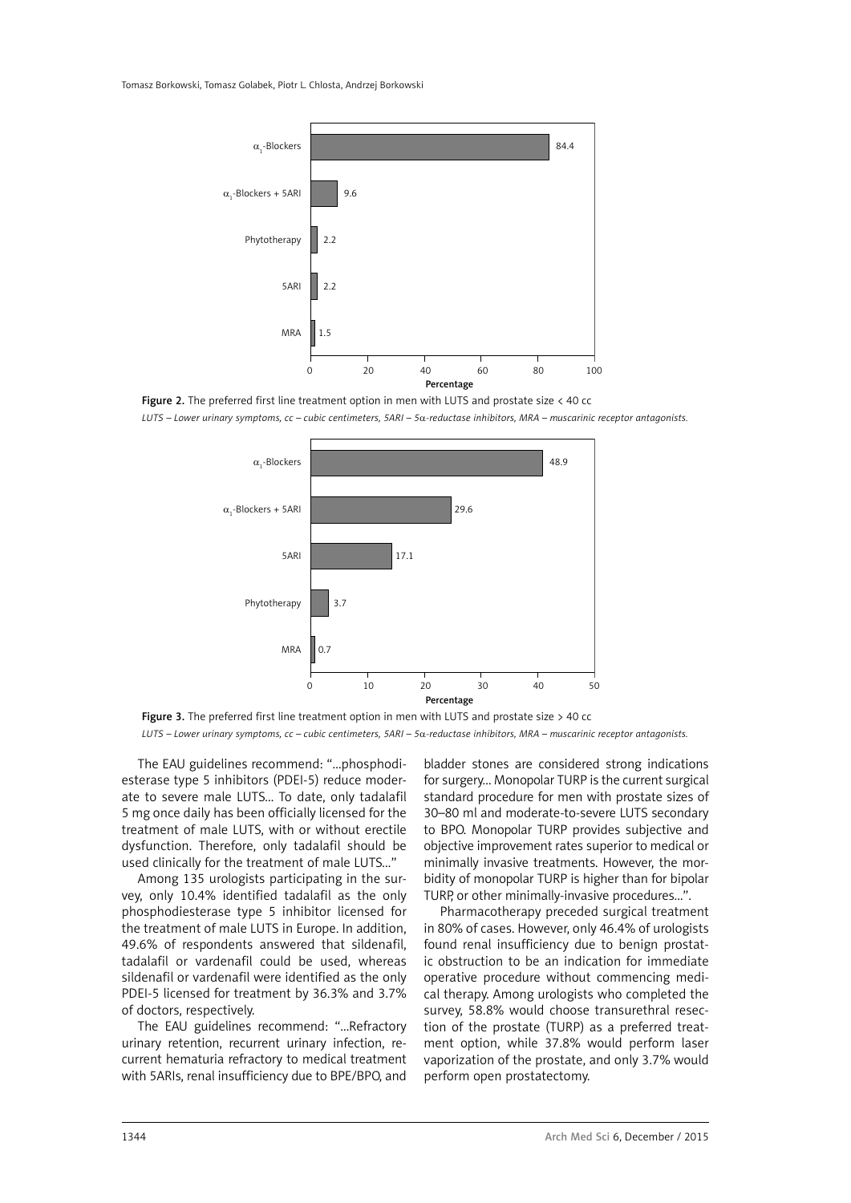Figure 2. The preferred first line treatment option in men with LUTS and prostate size < 40 cc

*LUTS – Lower urinary symptoms, cc – cubic centimeters, 5ARI – 5α-reductase inhibitors, MRA – muscarinic receptor antagonists.*

Figure 3. The preferred first line treatment option in men with LUTS and prostate size > 40 cc

*LUTS – Lower urinary symptoms, cc – cubic centimeters, 5ARI – 5α-reductase inhibitors, MRA – muscarinic receptor antagonists.*

The EAU guidelines recommend: "...phosphodiesterase type 5 inhibitors (PDEI-5) reduce moderate to severe male LUTS... To date, only tadalafil 5 mg once daily has been officially licensed for the treatment of male LUTS, with or without erectile dysfunction. Therefore, only tadalafil should be used clinically for the treatment of male LUTS..."

Among 135 urologists participating in the survey, only 10.4% identified tadalafil as the only phosphodiesterase type 5 inhibitor licensed for the treatment of male LUTS in Europe. In addition, 49.6% of respondents answered that sildenafil, tadalafil or vardenafil could be used, whereas sildenafil or vardenafil were identified as the only PDEI-5 licensed for treatment by 36.3% and 3.7% of doctors, respectively.

The EAU guidelines recommend: "...Refractory urinary retention, recurrent urinary infection, recurrent hematuria refractory to medical treatment with 5ARIs, renal insufficiency due to BPE/BPO, and bladder stones are considered strong indications for surgery... Monopolar TURP is the current surgical standard procedure for men with prostate sizes of 30–80 ml and moderate-to-severe LUTS secondary to BPO. Monopolar TURP provides subjective and objective improvement rates superior to medical or minimally invasive treatments. However, the morbidity of monopolar TURP is higher than for bipolar TURP, or other minimally-invasive procedures...".

Pharmacotherapy preceded surgical treatment in 80% of cases. However, only 46.4% of urologists found renal insufficiency due to benign prostatic obstruction to be an indication for immediate operative procedure without commencing medical therapy. Among urologists who completed the survey, 58.8% would choose transurethral resection of the prostate (TURP) as a preferred treatment option, while 37.8% would perform laser vaporization of the prostate, and only 3.7% would perform open prostatectomy.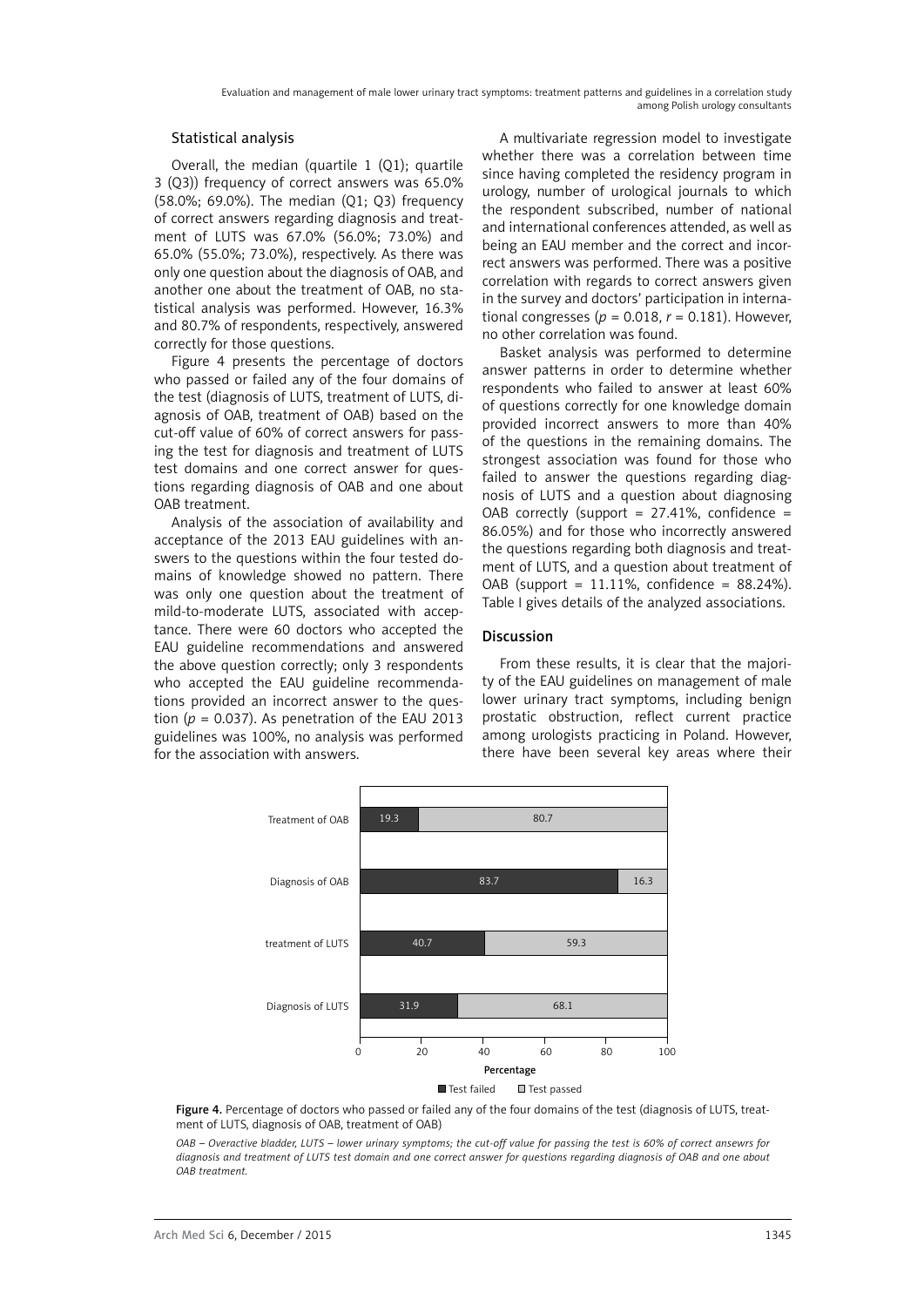### Statistical analysis

Overall, the median (quartile 1 (Q1); quartile 3 (Q3)) frequency of correct answers was 65.0% (58.0%; 69.0%). The median (Q1; Q3) frequency of correct answers regarding diagnosis and treatment of LUTS was 67.0% (56.0%; 73.0%) and 65.0% (55.0%; 73.0%), respectively. As there was only one question about the diagnosis of OAB, and another one about the treatment of OAB, no statistical analysis was performed. However, 16.3% and 80.7% of respondents, respectively, answered correctly for those questions.

Figure 4 presents the percentage of doctors who passed or failed any of the four domains of the test (diagnosis of LUTS, treatment of LUTS, diagnosis of OAB, treatment of OAB) based on the cut-off value of 60% of correct answers for passing the test for diagnosis and treatment of LUTS test domains and one correct answer for questions regarding diagnosis of OAB and one about OAB treatment.

Analysis of the association of availability and acceptance of the 2013 EAU guidelines with answers to the questions within the four tested domains of knowledge showed no pattern. There was only one question about the treatment of mild-to-moderate LUTS, associated with acceptance. There were 60 doctors who accepted the EAU guideline recommendations and answered the above question correctly; only 3 respondents who accepted the EAU guideline recommendations provided an incorrect answer to the question ($p = 0.037$). As penetration of the EAU 2013 guidelines was 100%, no analysis was performed for the association with answers.

A multivariate regression model to investigate whether there was a correlation between time since having completed the residency program in urology, number of urological journals to which the respondent subscribed, number of national and international conferences attended, as well as being an EAU member and the correct and incorrect answers was performed. There was a positive correlation with regards to correct answers given in the survey and doctors' participation in international congresses ($p = 0.018$, $r = 0.181$). However, no other correlation was found.

Basket analysis was performed to determine answer patterns in order to determine whether respondents who failed to answer at least 60% of questions correctly for one knowledge domain provided incorrect answers to more than 40% of the questions in the remaining domains. The strongest association was found for those who failed to answer the questions regarding diagnosis of LUTS and a question about diagnosing OAB correctly (support = 27.41%, confidence = 86.05%) and for those who incorrectly answered the questions regarding both diagnosis and treatment of LUTS, and a question about treatment of OAB (support = 11.11%, confidence = 88.24%). Table I gives details of the analyzed associations.

## Discussion

From these results, it is clear that the majority of the EAU guidelines on management of male lower urinary tract symptoms, including benign prostatic obstruction, reflect current practice among urologists practicing in Poland. However, there have been several key areas where their

| Domain | Test failed (%) | Test passed (%) |
|---|---|---|
| Treatment of OAB | 19.3 | 80.7 |
| Diagnosis of OAB | 83.7 | 16.3 |
| treatment of LUTS | 40.7 | 59.3 |
| Diagnosis of LUTS | 31.9 | 68.1 |

**Figure 4.** Percentage of doctors who passed or failed any of the four domains of the test (diagnosis of LUTS, treatment of LUTS, diagnosis of OAB, treatment of OAB)

*OAB – Overactive bladder, LUTS – lower urinary symptoms; the cut-off value for passing the test is 60% of correct ansewrs for diagnosis and treatment of LUTS test domain and one correct answer for questions regarding diagnosis of OAB and one about OAB treatment.*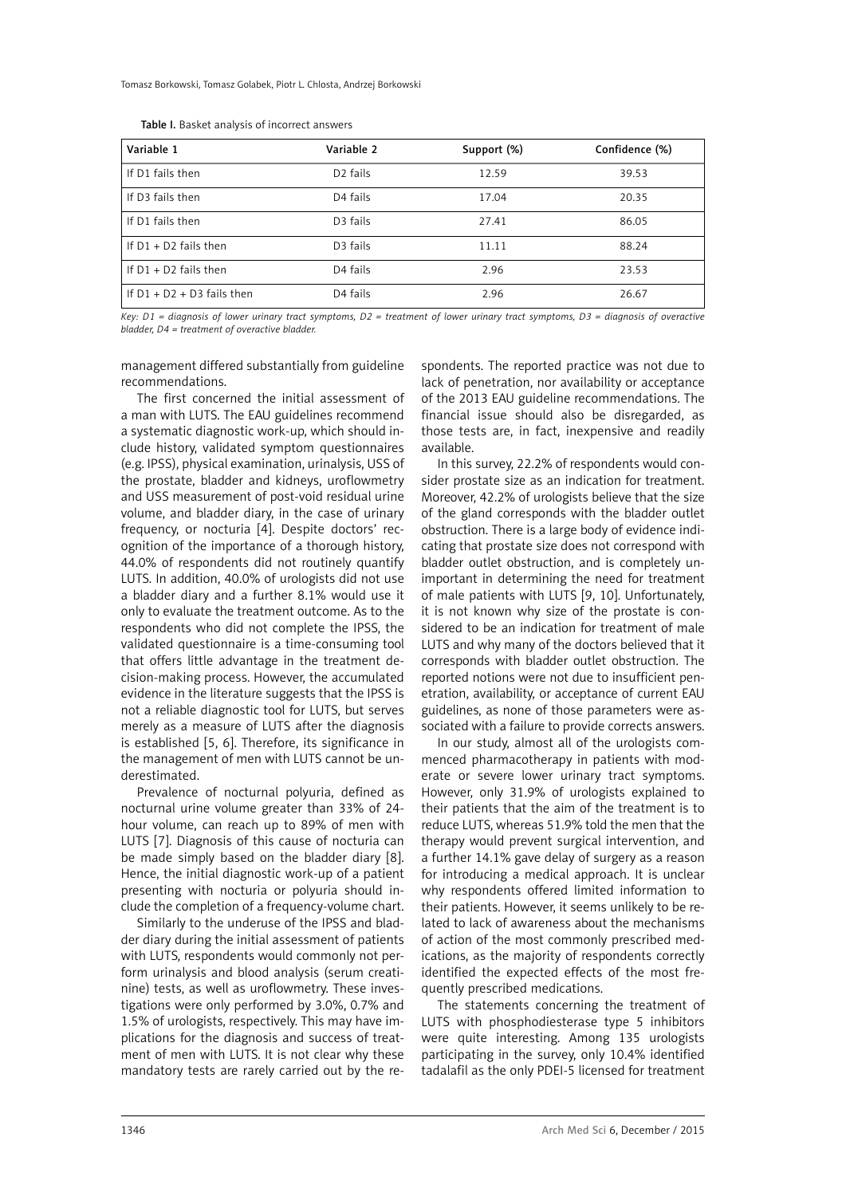Table I. Basket analysis of incorrect answers

| Variable 1 | Variable 2 | Support (%) | Confidence (%) |
|---|---|---|---|
| If D1 fails then | D2 fails | 12.59 | 39.53 |
| If D3 fails then | D4 fails | 17.04 | 20.35 |
| If D1 fails then | D3 fails | 27.41 | 86.05 |
| If D1 + D2 fails then | D3 fails | 11.11 | 88.24 |
| If D1 + D2 fails then | D4 fails | 2.96 | 23.53 |
| If D1 + D2 + D3 fails then | D4 fails | 2.96 | 26.67 |

*Key: D1 = diagnosis of lower urinary tract symptoms, D2 = treatment of lower urinary tract symptoms, D3 = diagnosis of overactive bladder, D4 = treatment of overactive bladder.*

management differed substantially from guideline recommendations.

The first concerned the initial assessment of a man with LUTS. The EAU guidelines recommend a systematic diagnostic work-up, which should include history, validated symptom questionnaires (e.g. IPSS), physical examination, urinalysis, USS of the prostate, bladder and kidneys, uroflowmetry and USS measurement of post-void residual urine volume, and bladder diary, in the case of urinary frequency, or nocturia [4]. Despite doctors' recognition of the importance of a thorough history, 44.0% of respondents did not routinely quantify LUTS. In addition, 40.0% of urologists did not use a bladder diary and a further 8.1% would use it only to evaluate the treatment outcome. As to the respondents who did not complete the IPSS, the validated questionnaire is a time-consuming tool that offers little advantage in the treatment decision-making process. However, the accumulated evidence in the literature suggests that the IPSS is not a reliable diagnostic tool for LUTS, but serves merely as a measure of LUTS after the diagnosis is established [5, 6]. Therefore, its significance in the management of men with LUTS cannot be underestimated.

Prevalence of nocturnal polyuria, defined as nocturnal urine volume greater than 33% of 24-hour volume, can reach up to 89% of men with LUTS [7]. Diagnosis of this cause of nocturia can be made simply based on the bladder diary [8]. Hence, the initial diagnostic work-up of a patient presenting with nocturia or polyuria should include the completion of a frequency-volume chart.

Similarly to the underuse of the IPSS and bladder diary during the initial assessment of patients with LUTS, respondents would commonly not perform urinalysis and blood analysis (serum creatinine) tests, as well as uroflowmetry. These investigations were only performed by 3.0%, 0.7% and 1.5% of urologists, respectively. This may have implications for the diagnosis and success of treatment of men with LUTS. It is not clear why these mandatory tests are rarely carried out by the respondents. The reported practice was not due to lack of penetration, nor availability or acceptance of the 2013 EAU guideline recommendations. The financial issue should also be disregarded, as those tests are, in fact, inexpensive and readily available.

In this survey, 22.2% of respondents would consider prostate size as an indication for treatment. Moreover, 42.2% of urologists believe that the size of the gland corresponds with the bladder outlet obstruction. There is a large body of evidence indicating that prostate size does not correspond with bladder outlet obstruction, and is completely unimportant in determining the need for treatment of male patients with LUTS [9, 10]. Unfortunately, it is not known why size of the prostate is considered to be an indication for treatment of male LUTS and why many of the doctors believed that it corresponds with bladder outlet obstruction. The reported notions were not due to insufficient penetration, availability, or acceptance of current EAU guidelines, as none of those parameters were associated with a failure to provide corrects answers.

In our study, almost all of the urologists commenced pharmacotherapy in patients with moderate or severe lower urinary tract symptoms. However, only 31.9% of urologists explained to their patients that the aim of the treatment is to reduce LUTS, whereas 51.9% told the men that the therapy would prevent surgical intervention, and a further 14.1% gave delay of surgery as a reason for introducing a medical approach. It is unclear why respondents offered limited information to their patients. However, it seems unlikely to be related to lack of awareness about the mechanisms of action of the most commonly prescribed medications, as the majority of respondents correctly identified the expected effects of the most frequently prescribed medications.

The statements concerning the treatment of LUTS with phosphodiesterase type 5 inhibitors were quite interesting. Among 135 urologists participating in the survey, only 10.4% identified tadalafil as the only PDEI-5 licensed for treatment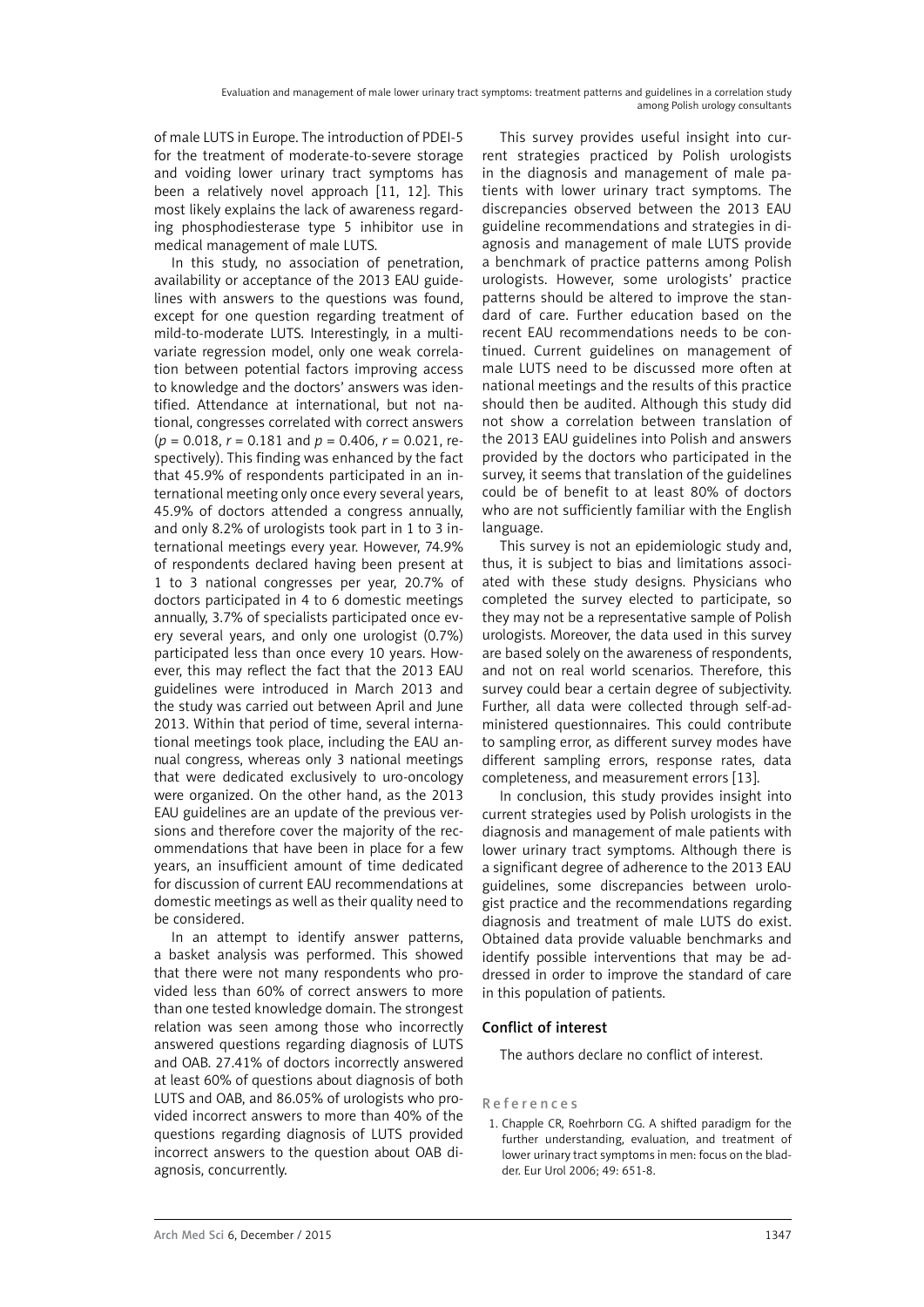of male LUTS in Europe. The introduction of PDEI-5 for the treatment of moderate-to-severe storage and voiding lower urinary tract symptoms has been a relatively novel approach [11, 12]. This most likely explains the lack of awareness regarding phosphodiesterase type 5 inhibitor use in medical management of male LUTS.

In this study, no association of penetration, availability or acceptance of the 2013 EAU guidelines with answers to the questions was found, except for one question regarding treatment of mild-to-moderate LUTS. Interestingly, in a multivariate regression model, only one weak correlation between potential factors improving access to knowledge and the doctors' answers was identified. Attendance at international, but not national, congresses correlated with correct answers ($p = 0.018$, $r = 0.181$ and $p = 0.406$, $r = 0.021$, respectively). This finding was enhanced by the fact that 45.9% of respondents participated in an international meeting only once every several years, 45.9% of doctors attended a congress annually, and only 8.2% of urologists took part in 1 to 3 international meetings every year. However, 74.9% of respondents declared having been present at 1 to 3 national congresses per year, 20.7% of doctors participated in 4 to 6 domestic meetings annually, 3.7% of specialists participated once every several years, and only one urologist (0.7%) participated less than once every 10 years. However, this may reflect the fact that the 2013 EAU guidelines were introduced in March 2013 and the study was carried out between April and June 2013. Within that period of time, several international meetings took place, including the EAU annual congress, whereas only 3 national meetings that were dedicated exclusively to uro-oncology were organized. On the other hand, as the 2013 EAU guidelines are an update of the previous versions and therefore cover the majority of the recommendations that have been in place for a few years, an insufficient amount of time dedicated for discussion of current EAU recommendations at domestic meetings as well as their quality need to be considered.

In an attempt to identify answer patterns, a basket analysis was performed. This showed that there were not many respondents who provided less than 60% of correct answers to more than one tested knowledge domain. The strongest relation was seen among those who incorrectly answered questions regarding diagnosis of LUTS and OAB. 27.41% of doctors incorrectly answered at least 60% of questions about diagnosis of both LUTS and OAB, and 86.05% of urologists who provided incorrect answers to more than 40% of the questions regarding diagnosis of LUTS provided incorrect answers to the question about OAB diagnosis, concurrently.

This survey provides useful insight into current strategies practiced by Polish urologists in the diagnosis and management of male patients with lower urinary tract symptoms. The discrepancies observed between the 2013 EAU guideline recommendations and strategies in diagnosis and management of male LUTS provide a benchmark of practice patterns among Polish urologists. However, some urologists' practice patterns should be altered to improve the standard of care. Further education based on the recent EAU recommendations needs to be continued. Current guidelines on management of male LUTS need to be discussed more often at national meetings and the results of this practice should then be audited. Although this study did not show a correlation between translation of the 2013 EAU guidelines into Polish and answers provided by the doctors who participated in the survey, it seems that translation of the guidelines could be of benefit to at least 80% of doctors who are not sufficiently familiar with the English language.

This survey is not an epidemiologic study and, thus, it is subject to bias and limitations associated with these study designs. Physicians who completed the survey elected to participate, so they may not be a representative sample of Polish urologists. Moreover, the data used in this survey are based solely on the awareness of respondents, and not on real world scenarios. Therefore, this survey could bear a certain degree of subjectivity. Further, all data were collected through self-administered questionnaires. This could contribute to sampling error, as different survey modes have different sampling errors, response rates, data completeness, and measurement errors [13].

In conclusion, this study provides insight into current strategies used by Polish urologists in the diagnosis and management of male patients with lower urinary tract symptoms. Although there is a significant degree of adherence to the 2013 EAU guidelines, some discrepancies between urologist practice and the recommendations regarding diagnosis and treatment of male LUTS do exist. Obtained data provide valuable benchmarks and identify possible interventions that may be addressed in order to improve the standard of care in this population of patients.

## Conflict of interest

The authors declare no conflict of interest.

## References

1. Chapple CR, Roehrborn CG. A shifted paradigm for the further understanding, evaluation, and treatment of lower urinary tract symptoms in men: focus on the bladder. Eur Urol 2006; 49: 651-8.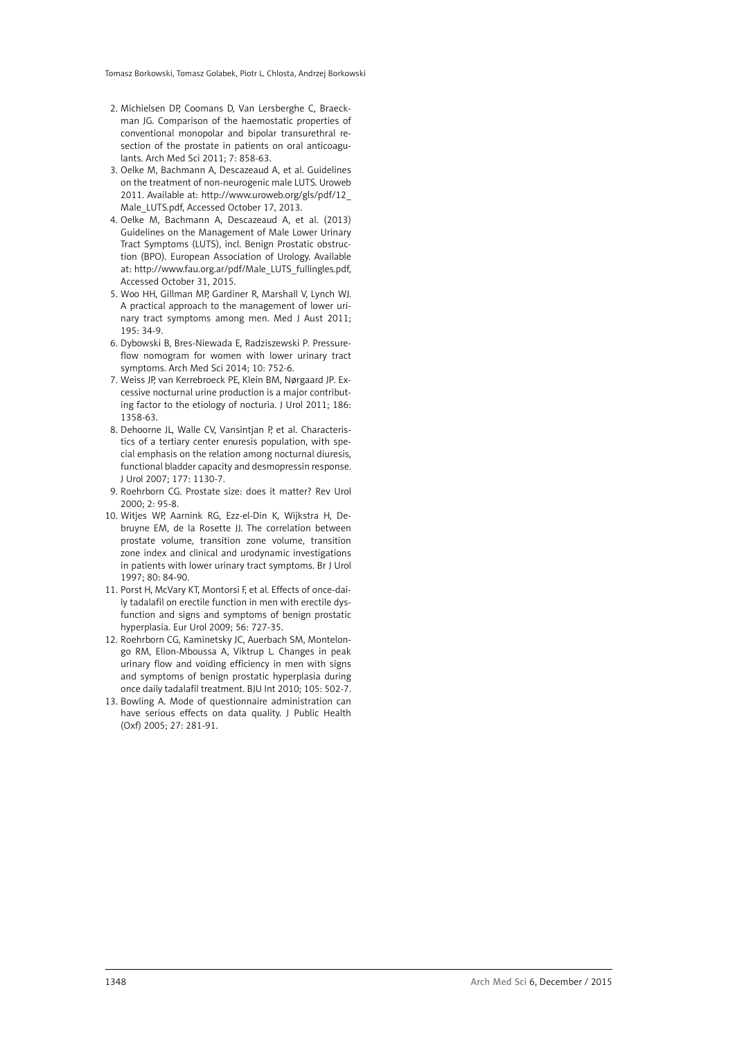2. Michielsen DP, Coomans D, Van Lersberghe C, Braeckman JG. Comparison of the haemostatic properties of conventional monopolar and bipolar transurethral resection of the prostate in patients on oral anticoagulants. Arch Med Sci 2011; 7: 858-63.
3. Oelke M, Bachmann A, Descazeaud A, et al. Guidelines on the treatment of non-neurogenic male LUTS. Uroweb 2011. Available at: http://www.uroweb.org/gls/pdf/12_Male_LUTS.pdf, Accessed October 17, 2013.
4. Oelke M, Bachmann A, Descazeaud A, et al. (2013) Guidelines on the Management of Male Lower Urinary Tract Symptoms (LUTS), incl. Benign Prostatic obstruction (BPO). European Association of Urology. Available at: http://www.fau.org.ar/pdf/Male_LUTS_fullingles.pdf, Accessed October 31, 2015.
5. Woo HH, Gillman MP, Gardiner R, Marshall V, Lynch WJ. A practical approach to the management of lower urinary tract symptoms among men. Med J Aust 2011; 195: 34-9.
6. Dybowski B, Bres-Niewada E, Radziszewski P. Pressure-flow nomogram for women with lower urinary tract symptoms. Arch Med Sci 2014; 10: 752-6.
7. Weiss JP, van Kerrebroeck PE, Klein BM, Nørgaard JP. Excessive nocturnal urine production is a major contributing factor to the etiology of nocturia. J Urol 2011; 186: 1358-63.
8. Dehoorne JL, Walle CV, Vansintjan P, et al. Characteristics of a tertiary center enuresis population, with special emphasis on the relation among nocturnal diuresis, functional bladder capacity and desmopressin response. J Urol 2007; 177: 1130-7.
9. Roehrborn CG. Prostate size: does it matter? Rev Urol 2000; 2: 95-8.
10. Witjes WP, Aarnink RG, Ezz-el-Din K, Wijkstra H, Debruyne EM, de la Rosette JJ. The correlation between prostate volume, transition zone volume, transition zone index and clinical and urodynamic investigations in patients with lower urinary tract symptoms. Br J Urol 1997; 80: 84-90.
11. Porst H, McVary KT, Montorsi F, et al. Effects of once-daily tadalafil on erectile function in men with erectile dysfunction and signs and symptoms of benign prostatic hyperplasia. Eur Urol 2009; 56: 727-35.
12. Roehrborn CG, Kaminetsky JC, Auerbach SM, Montelongo RM, Elion-Mboussa A, Viktrup L. Changes in peak urinary flow and voiding efficiency in men with signs and symptoms of benign prostatic hyperplasia during once daily tadalafil treatment. BJU Int 2010; 105: 502-7.
13. Bowling A. Mode of questionnaire administration can have serious effects on data quality. J Public Health (Oxf) 2005; 27: 281-91.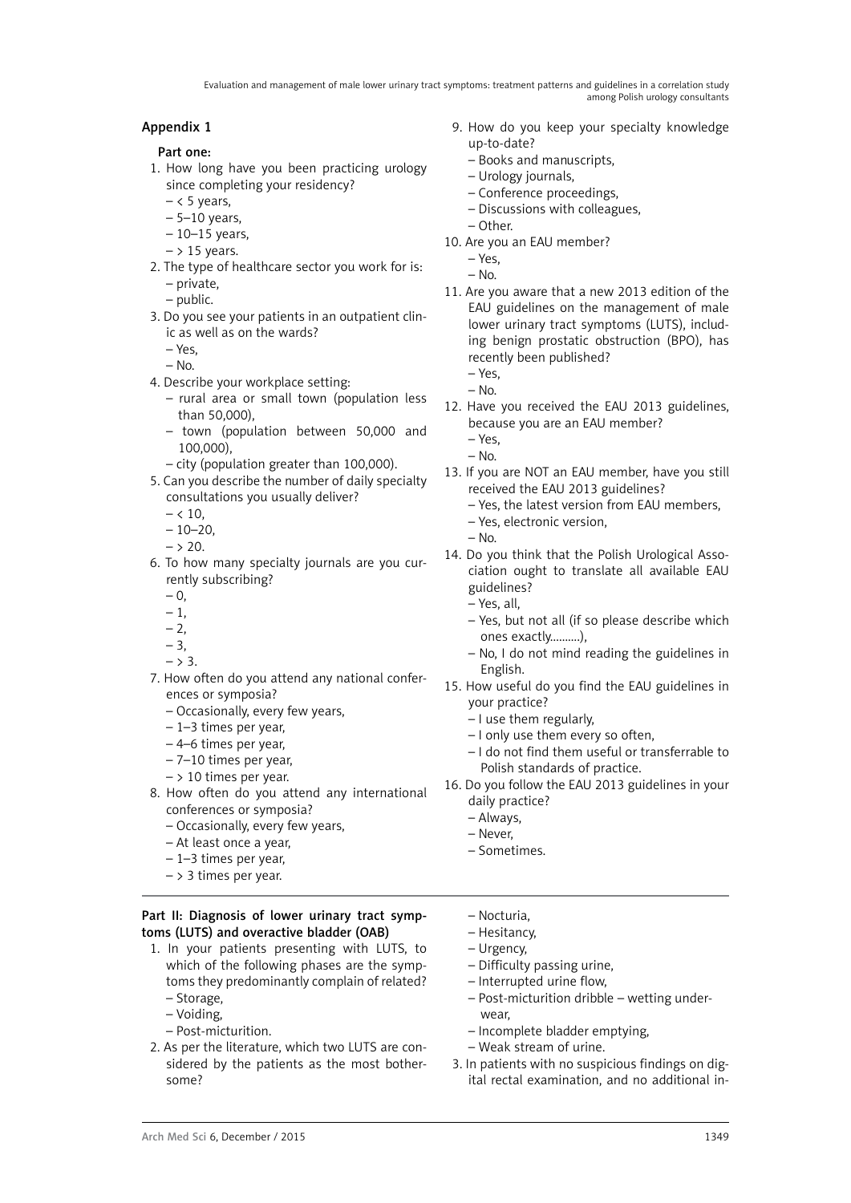## Appendix 1

### Part one:

1. How long have you been practicing urology since completing your residency?
   - < 5 years,
   - 5–10 years,
   - 10–15 years,
   - > 15 years.
2. The type of healthcare sector you work for is:
   - private,
   - public.
3. Do you see your patients in an outpatient clinic as well as on the wards?
   - Yes,
   - No.
4. Describe your workplace setting:
   - rural area or small town (population less than 50,000),
   - town (population between 50,000 and 100,000),
   - city (population greater than 100,000).
5. Can you describe the number of daily specialty consultations you usually deliver?
   - < 10,
   - 10–20,
   - > 20.
6. To how many specialty journals are you currently subscribing?
   - 0,
   - 1,
   - 2,
   - 3,
   - > 3.
7. How often do you attend any national conferences or symposia?
   - Occasionally, every few years,
   - 1–3 times per year,
   - 4–6 times per year,
   - 7–10 times per year,
   - > 10 times per year.
8. How often do you attend any international conferences or symposia?
   - Occasionally, every few years,
   - At least once a year,
   - 1–3 times per year,
   - > 3 times per year.
9. How do you keep your specialty knowledge up-to-date?
   - Books and manuscripts,
   - Urology journals,
   - Conference proceedings,
   - Discussions with colleagues,
   - Other.
10. Are you an EAU member?
    - Yes,
    - No.
11. Are you aware that a new 2013 edition of the EAU guidelines on the management of male lower urinary tract symptoms (LUTS), including benign prostatic obstruction (BPO), has recently been published?
    - Yes,
    - No.
12. Have you received the EAU 2013 guidelines, because you are an EAU member?
    - Yes,
    - No.
13. If you are NOT an EAU member, have you still received the EAU 2013 guidelines?
    - Yes, the latest version from EAU members,
    - Yes, electronic version,
    - No.
14. Do you think that the Polish Urological Association ought to translate all available EAU guidelines?
    - Yes, all,
    - Yes, but not all (if so please describe which ones exactly..........),
    - No, I do not mind reading the guidelines in English.
15. How useful do you find the EAU guidelines in your practice?
    - I use them regularly,
    - I only use them every so often,
    - I do not find them useful or transferrable to Polish standards of practice.
16. Do you follow the EAU 2013 guidelines in your daily practice?
    - Always,
    - Never,
    - Sometimes.

### Part II: Diagnosis of lower urinary tract symptoms (LUTS) and overactive bladder (OAB)

1. In your patients presenting with LUTS, to which of the following phases are the symptoms they predominantly complain of related?
   - Storage,
   - Voiding,
   - Post-micturition.
2. As per the literature, which two LUTS are considered by the patients as the most bothersome?
   - Nocturia,
   - Hesitancy,
   - Urgency,
   - Difficulty passing urine,
   - Interrupted urine flow,
   - Post-micturition dribble – wetting underwear,
   - Incomplete bladder emptying,
   - Weak stream of urine.
3. In patients with no suspicious findings on digital rectal examination, and no additional in-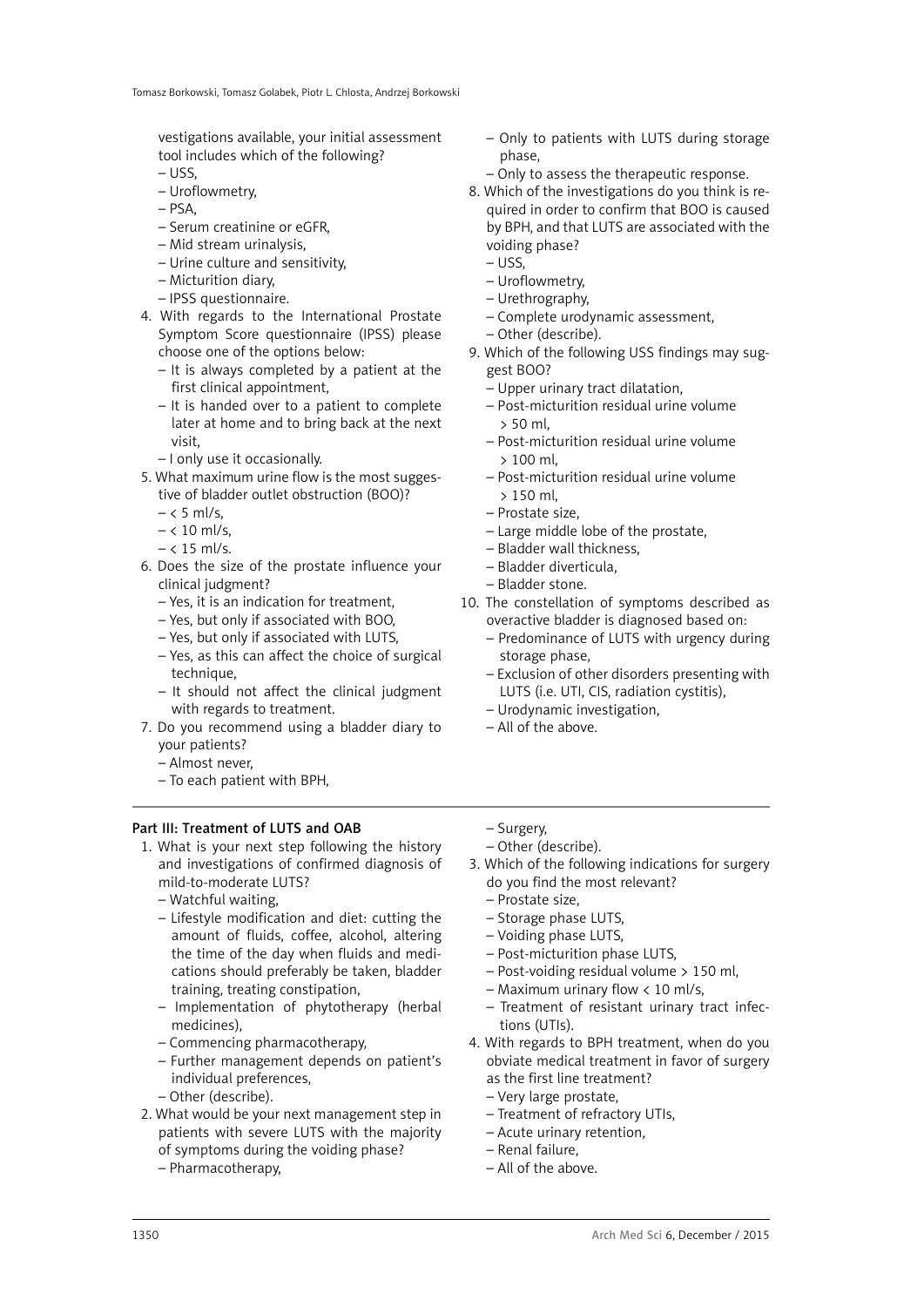vestigations available, your initial assessment tool includes which of the following?
– USS,
– Uroflowmetry,
– PSA,
– Serum creatinine or eGFR,
– Mid stream urinalysis,
– Urine culture and sensitivity,
– Micturition diary,
– IPSS questionnaire.

4. With regards to the International Prostate Symptom Score questionnaire (IPSS) please choose one of the options below:
   – It is always completed by a patient at the first clinical appointment,
   – It is handed over to a patient to complete later at home and to bring back at the next visit,
   – I only use it occasionally.
5. What maximum urine flow is the most suggestive of bladder outlet obstruction (BOO)?
   – < 5 ml/s,
   – < 10 ml/s,
   – < 15 ml/s.
6. Does the size of the prostate influence your clinical judgment?
   – Yes, it is an indication for treatment,
   – Yes, but only if associated with BOO,
   – Yes, but only if associated with LUTS,
   – Yes, as this can affect the choice of surgical technique,
   – It should not affect the clinical judgment with regards to treatment.
7. Do you recommend using a bladder diary to your patients?
   – Almost never,
   – To each patient with BPH,
   – Only to patients with LUTS during storage phase,
   – Only to assess the therapeutic response.
8. Which of the investigations do you think is required in order to confirm that BOO is caused by BPH, and that LUTS are associated with the voiding phase?
   – USS,
   – Uroflowmetry,
   – Urethrography,
   – Complete urodynamic assessment,
   – Other (describe).
9. Which of the following USS findings may suggest BOO?
   – Upper urinary tract dilatation,
   – Post-micturition residual urine volume > 50 ml,
   – Post-micturition residual urine volume > 100 ml,
   – Post-micturition residual urine volume > 150 ml,
   – Prostate size,
   – Large middle lobe of the prostate,
   – Bladder wall thickness,
   – Bladder diverticula,
   – Bladder stone.
10. The constellation of symptoms described as overactive bladder is diagnosed based on:
    – Predominance of LUTS with urgency during storage phase,
    – Exclusion of other disorders presenting with LUTS (i.e. UTI, CIS, radiation cystitis),
    – Urodynamic investigation,
    – All of the above.

## Part III: Treatment of LUTS and OAB

1. What is your next step following the history and investigations of confirmed diagnosis of mild-to-moderate LUTS?
   – Watchful waiting,
   – Lifestyle modification and diet: cutting the amount of fluids, coffee, alcohol, altering the time of the day when fluids and medications should preferably be taken, bladder training, treating constipation,
   – Implementation of phytotherapy (herbal medicines),
   – Commencing pharmacotherapy,
   – Further management depends on patient's individual preferences,
   – Other (describe).
2. What would be your next management step in patients with severe LUTS with the majority of symptoms during the voiding phase?
   – Pharmacotherapy,
   – Surgery,
   – Other (describe).
3. Which of the following indications for surgery do you find the most relevant?
   – Prostate size,
   – Storage phase LUTS,
   – Voiding phase LUTS,
   – Post-micturition phase LUTS,
   – Post-voiding residual volume > 150 ml,
   – Maximum urinary flow < 10 ml/s,
   – Treatment of resistant urinary tract infections (UTIs).
4. With regards to BPH treatment, when do you obviate medical treatment in favor of surgery as the first line treatment?
   – Very large prostate,
   – Treatment of refractory UTIs,
   – Acute urinary retention,
   – Renal failure,
   – All of the above.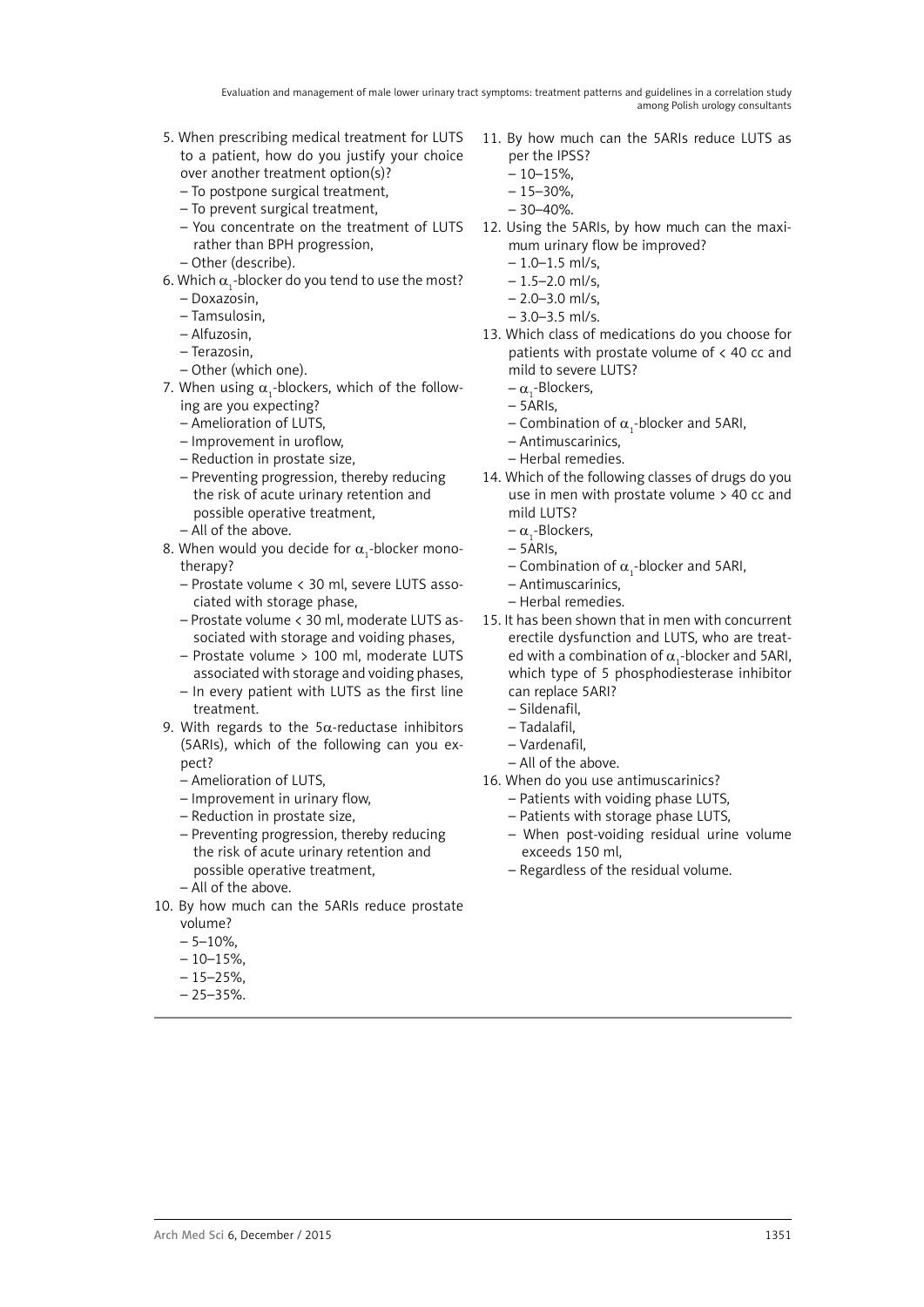5. When prescribing medical treatment for LUTS to a patient, how do you justify your choice over another treatment option(s)?
   - To postpone surgical treatment,
   - To prevent surgical treatment,
   - You concentrate on the treatment of LUTS rather than BPH progression,
   - Other (describe).
6. Which $\alpha_1$-blocker do you tend to use the most?
   - Doxazosin,
   - Tamsulosin,
   - Alfuzosin,
   - Terazosin,
   - Other (which one).
7. When using $\alpha_1$-blockers, which of the following are you expecting?
   - Amelioration of LUTS,
   - Improvement in uroflow,
   - Reduction in prostate size,
   - Preventing progression, thereby reducing the risk of acute urinary retention and possible operative treatment,
   - All of the above.
8. When would you decide for $\alpha_1$-blocker monotherapy?
   - Prostate volume < 30 ml, severe LUTS associated with storage phase,
   - Prostate volume < 30 ml, moderate LUTS associated with storage and voiding phases,
   - Prostate volume > 100 ml, moderate LUTS associated with storage and voiding phases,
   - In every patient with LUTS as the first line treatment.
9. With regards to the $5\alpha$-reductase inhibitors (5ARIs), which of the following can you expect?
   - Amelioration of LUTS,
   - Improvement in urinary flow,
   - Reduction in prostate size,
   - Preventing progression, thereby reducing the risk of acute urinary retention and possible operative treatment,
   - All of the above.
10. By how much can the 5ARIs reduce prostate volume?
    - 5–10%,
    - 10–15%,
    - 15–25%,
    - 25–35%.
11. By how much can the 5ARIs reduce LUTS as per the IPSS?
    - 10–15%,
    - 15–30%,
    - 30–40%.
12. Using the 5ARIs, by how much can the maximum urinary flow be improved?
    - 1.0–1.5 ml/s,
    - 1.5–2.0 ml/s,
    - 2.0–3.0 ml/s,
    - 3.0–3.5 ml/s.
13. Which class of medications do you choose for patients with prostate volume of < 40 cc and mild to severe LUTS?
    - $\alpha_1$-Blockers,
    - 5ARIs,
    - Combination of $\alpha_1$-blocker and 5ARI,
    - Antimuscarinics,
    - Herbal remedies.
14. Which of the following classes of drugs do you use in men with prostate volume > 40 cc and mild LUTS?
    - $\alpha_1$-Blockers,
    - 5ARIs,
    - Combination of $\alpha_1$-blocker and 5ARI,
    - Antimuscarinics,
    - Herbal remedies.
15. It has been shown that in men with concurrent erectile dysfunction and LUTS, who are treated with a combination of $\alpha_1$-blocker and 5ARI, which type of 5 phosphodiesterase inhibitor can replace 5ARI?
    - Sildenafil,
    - Tadalafil,
    - Vardenafil,
    - All of the above.
16. When do you use antimuscarinics?
    - Patients with voiding phase LUTS,
    - Patients with storage phase LUTS,
    - When post-voiding residual urine volume exceeds 150 ml,
    - Regardless of the residual volume.